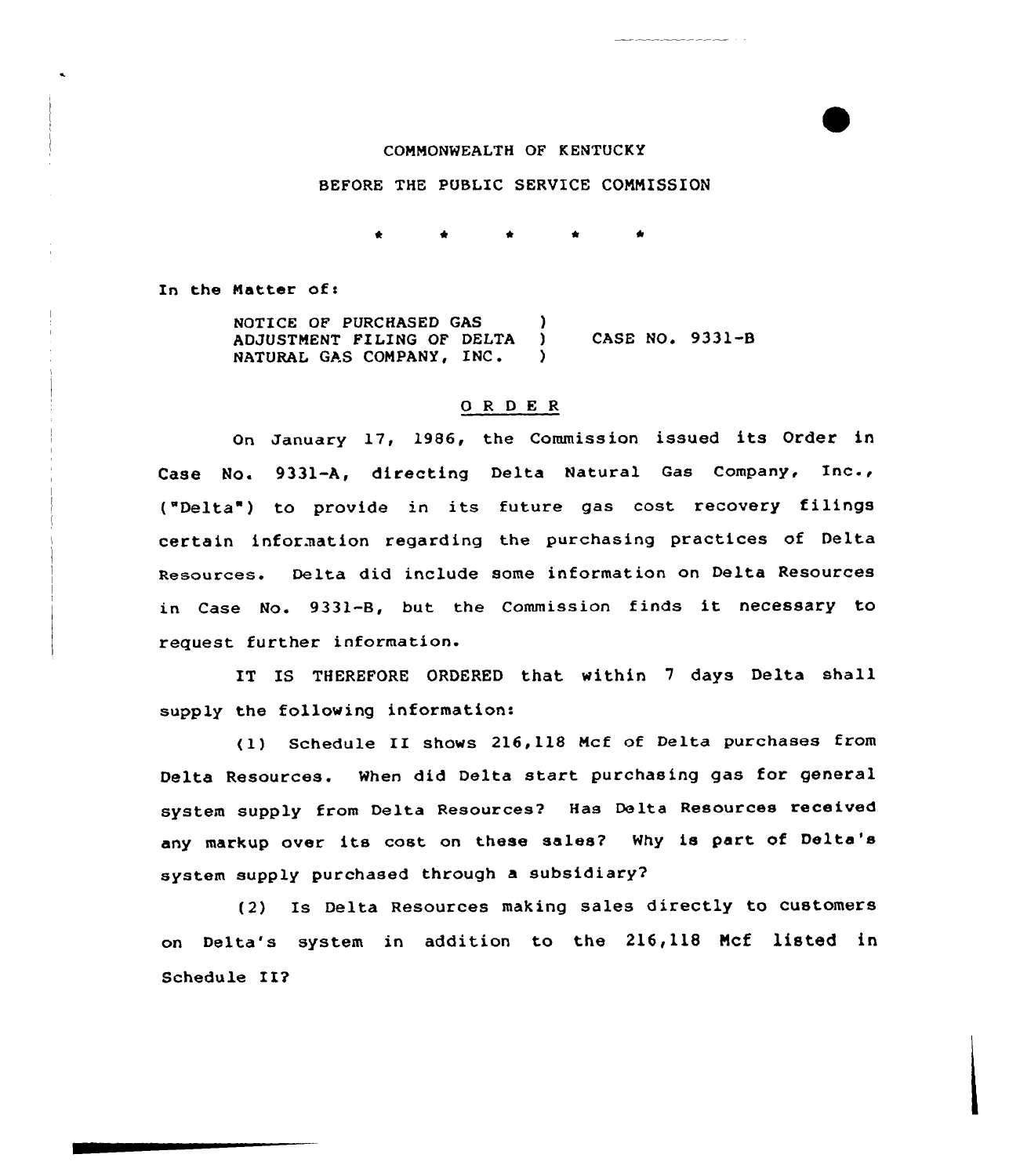COMMONWEALTH OF KENTUCKY

BEFORE THE PUBLIC SERVICE COMMISSION

\* \* \* \* \*

In the Matter of:

NOTICE OF PURCHASED GAS ADJUSTMENT FILING OF DELTA NATURAL GAS COMPANY, INC. ) CASE NO. 9331-B

## O R D E R

On January 17, 1986, the Commission issued its Order in Case No. 9331-A, directing Delta Natural Gas Company, Inc., ("Delta") to provide in its future gas cost recovery filings certain information regarding the purchasing practices of Delta Resources. Delta did include some information on Delta Resources in Case No. 9331-B, but the Commission finds it necessary to request further information.

IT IS THEREFORE ORDERED that within 7 days Delta shall supply the following information:

(1) Schedule II shows 216,118 Mcf of Delta purchases from Delta Resources. When did Delta start purchasing gas for general system supply from Delta Resources? Has Delta Resources received any markup over its cost on these sales? Why is part of Delta's system supply purchased through a subsidiary?

(2) Is Delta Resources making sales directly to customers on Delta's system in addition to the 216,118 Mcf listed in Schedule II?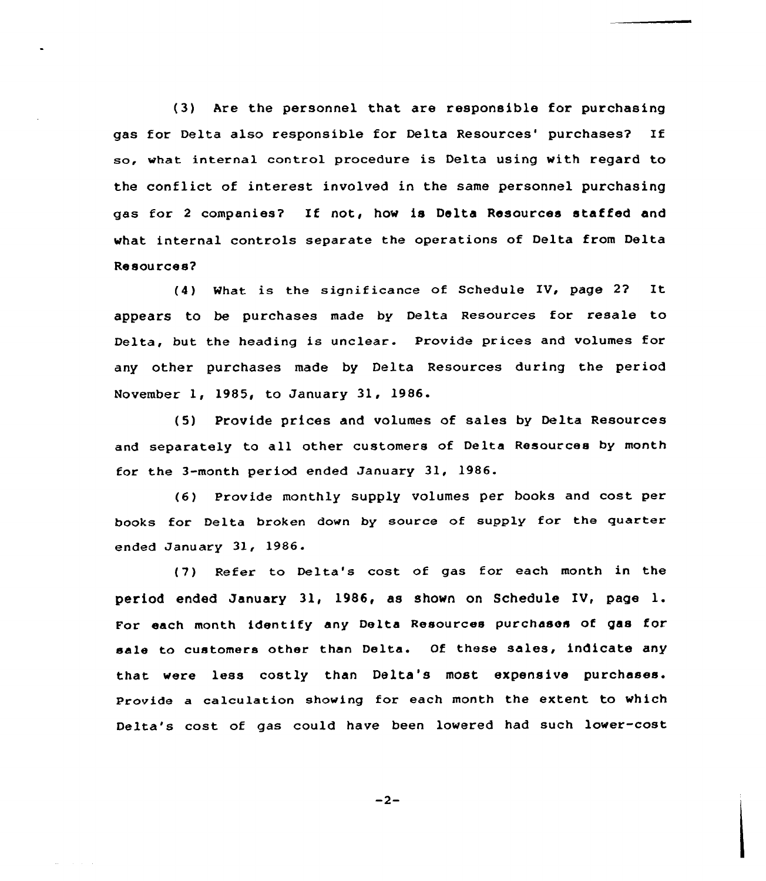(3) Are the personnel that are responsible for purchasing gas for Delta also responsible for Delta Resources' purchases? If so, what internal control procedure is Delta using with regard to the conflict of interest involved in the same personnel purchasing gas for 2 companies? If not, how is Delta Resources staffed and what internal controls separate the operations of Delta from Delta Resources?

(4) What is the significance of Schedule IV, page 2? It appears to be purchases made by Delta Resources for resale to Delta, but the heading is unclear. Provide prices and volumes for any other purchases made by Delta Resources during the period November 1, 1985, to January 31, 1986.

(5) Provide prices and volumes of sales by Delta Resources and separately to all other customers of Delta Resources by month for the 3-month period ended January 31, 1986.

(6) Provide monthly supply volumes per books and cost per books for Delta broken down by source of supply for the quarter ended January 31, 1986.

(7) Refer to Delta's cost of gas for each month in the period ended January 31, 1986, as shown on Schedule IV, page 1. For each month identify any Delta Resources purchases of gas for sale to customers other than Delta. Of these sales, indicate any that were less costly than Delta's most expensive purchases. Provide a calculation showing for each month the extent to which Delta's cost of gas could have been lowered had such lower-cost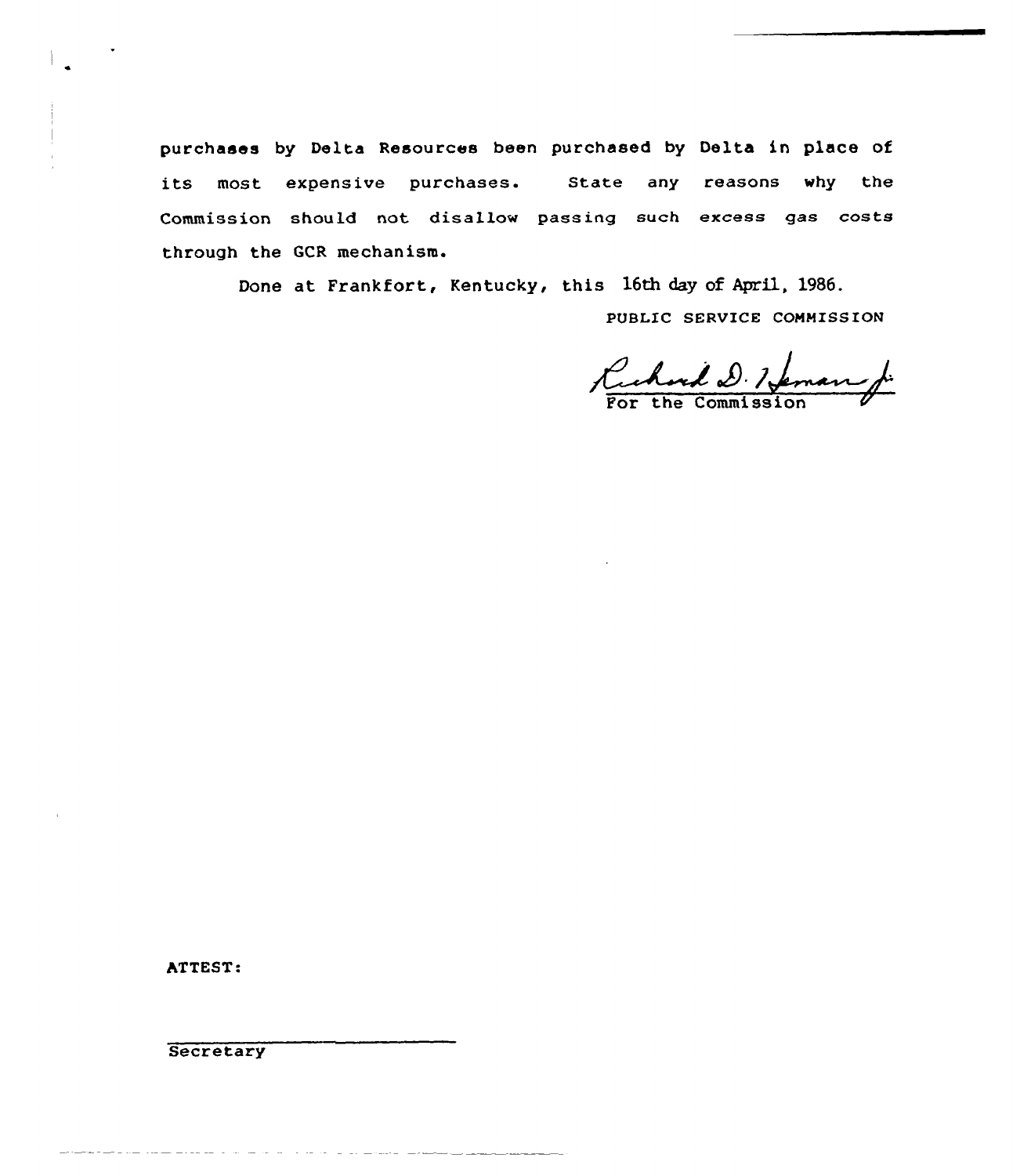purchases by Delta Resources been purchased by Delta in place of its most expensive purchases. State any reasons why the Commission should not disallow passing such excess gas costs through the GCR mechanism.

Done at Frankfort, Kentucky, this 16th day of April, 1986.

PUBLIC SERVICE COMMISSION

Richard D. Heman Jr.
For the Commission

ATTEST:

Secretary